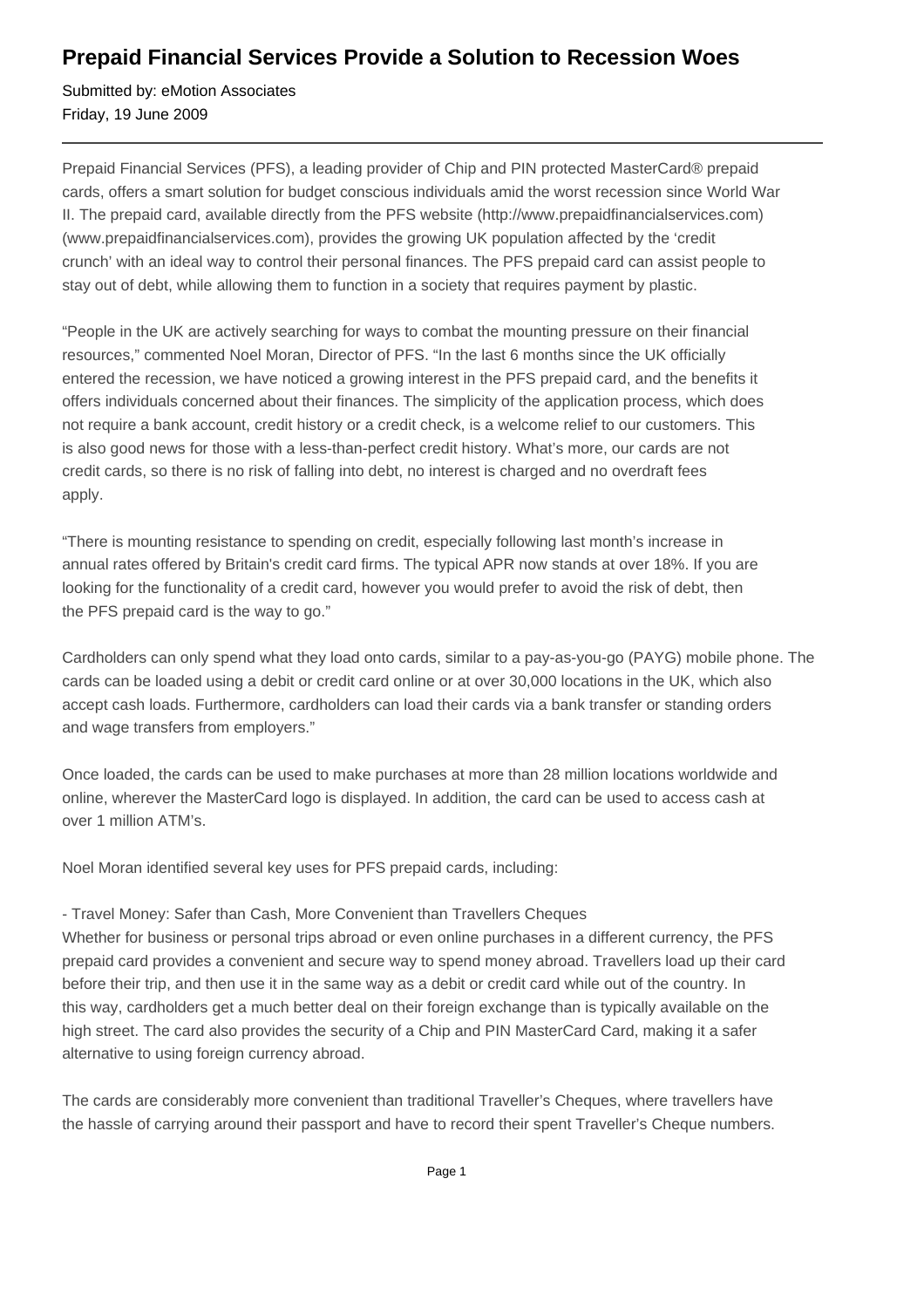# Prepaid Financial Services Provide a Solution to Recession Woes

Submitted by: eMotion Associates
Friday, 19 June 2009

---

Prepaid Financial Services (PFS), a leading provider of Chip and PIN protected MasterCard® prepaid cards, offers a smart solution for budget conscious individuals amid the worst recession since World War II. The prepaid card, available directly from the PFS website (http://www.prepaidfinancialservices.com) (www.prepaidfinancialservices.com), provides the growing UK population affected by the 'credit crunch' with an ideal way to control their personal finances. The PFS prepaid card can assist people to stay out of debt, while allowing them to function in a society that requires payment by plastic.

"People in the UK are actively searching for ways to combat the mounting pressure on their financial resources," commented Noel Moran, Director of PFS. "In the last 6 months since the UK officially entered the recession, we have noticed a growing interest in the PFS prepaid card, and the benefits it offers individuals concerned about their finances. The simplicity of the application process, which does not require a bank account, credit history or a credit check, is a welcome relief to our customers. This is also good news for those with a less-than-perfect credit history. What's more, our cards are not credit cards, so there is no risk of falling into debt, no interest is charged and no overdraft fees apply.

"There is mounting resistance to spending on credit, especially following last month's increase in annual rates offered by Britain's credit card firms. The typical APR now stands at over 18%. If you are looking for the functionality of a credit card, however you would prefer to avoid the risk of debt, then the PFS prepaid card is the way to go."

Cardholders can only spend what they load onto cards, similar to a pay-as-you-go (PAYG) mobile phone. The cards can be loaded using a debit or credit card online or at over 30,000 locations in the UK, which also accept cash loads. Furthermore, cardholders can load their cards via a bank transfer or standing orders and wage transfers from employers."

Once loaded, the cards can be used to make purchases at more than 28 million locations worldwide and online, wherever the MasterCard logo is displayed. In addition, the card can be used to access cash at over 1 million ATM's.

Noel Moran identified several key uses for PFS prepaid cards, including:

- Travel Money: Safer than Cash, More Convenient than Travellers Cheques

Whether for business or personal trips abroad or even online purchases in a different currency, the PFS prepaid card provides a convenient and secure way to spend money abroad. Travellers load up their card before their trip, and then use it in the same way as a debit or credit card while out of the country. In this way, cardholders get a much better deal on their foreign exchange than is typically available on the high street. The card also provides the security of a Chip and PIN MasterCard Card, making it a safer alternative to using foreign currency abroad.

The cards are considerably more convenient than traditional Traveller's Cheques, where travellers have the hassle of carrying around their passport and have to record their spent Traveller's Cheque numbers.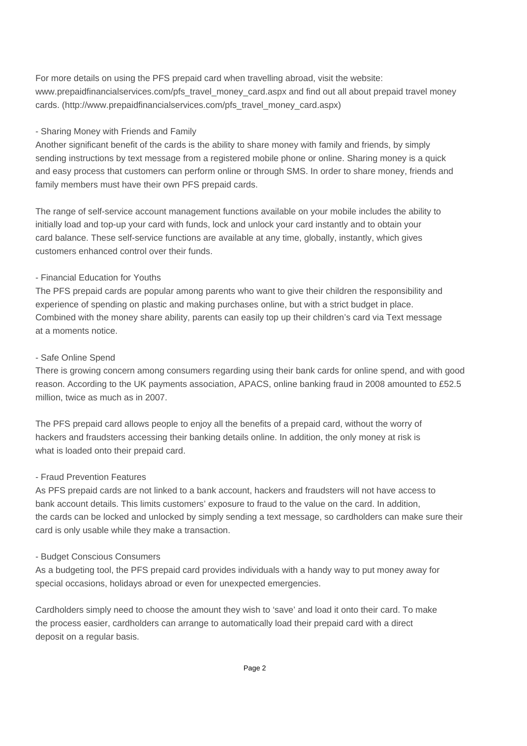For more details on using the PFS prepaid card when travelling abroad, visit the website: www.prepaidfinancialservices.com/pfs_travel_money_card.aspx and find out all about prepaid travel money cards. (http://www.prepaidfinancialservices.com/pfs_travel_money_card.aspx)

- Sharing Money with Friends and Family

Another significant benefit of the cards is the ability to share money with family and friends, by simply sending instructions by text message from a registered mobile phone or online. Sharing money is a quick and easy process that customers can perform online or through SMS. In order to share money, friends and family members must have their own PFS prepaid cards.

The range of self-service account management functions available on your mobile includes the ability to initially load and top-up your card with funds, lock and unlock your card instantly and to obtain your card balance. These self-service functions are available at any time, globally, instantly, which gives customers enhanced control over their funds.

- Financial Education for Youths

The PFS prepaid cards are popular among parents who want to give their children the responsibility and experience of spending on plastic and making purchases online, but with a strict budget in place. Combined with the money share ability, parents can easily top up their children's card via Text message at a moments notice.

- Safe Online Spend

There is growing concern among consumers regarding using their bank cards for online spend, and with good reason. According to the UK payments association, APACS, online banking fraud in 2008 amounted to £52.5 million, twice as much as in 2007.

The PFS prepaid card allows people to enjoy all the benefits of a prepaid card, without the worry of hackers and fraudsters accessing their banking details online. In addition, the only money at risk is what is loaded onto their prepaid card.

- Fraud Prevention Features

As PFS prepaid cards are not linked to a bank account, hackers and fraudsters will not have access to bank account details. This limits customers' exposure to fraud to the value on the card. In addition, the cards can be locked and unlocked by simply sending a text message, so cardholders can make sure their card is only usable while they make a transaction.

- Budget Conscious Consumers

As a budgeting tool, the PFS prepaid card provides individuals with a handy way to put money away for special occasions, holidays abroad or even for unexpected emergencies.

Cardholders simply need to choose the amount they wish to 'save' and load it onto their card. To make the process easier, cardholders can arrange to automatically load their prepaid card with a direct deposit on a regular basis.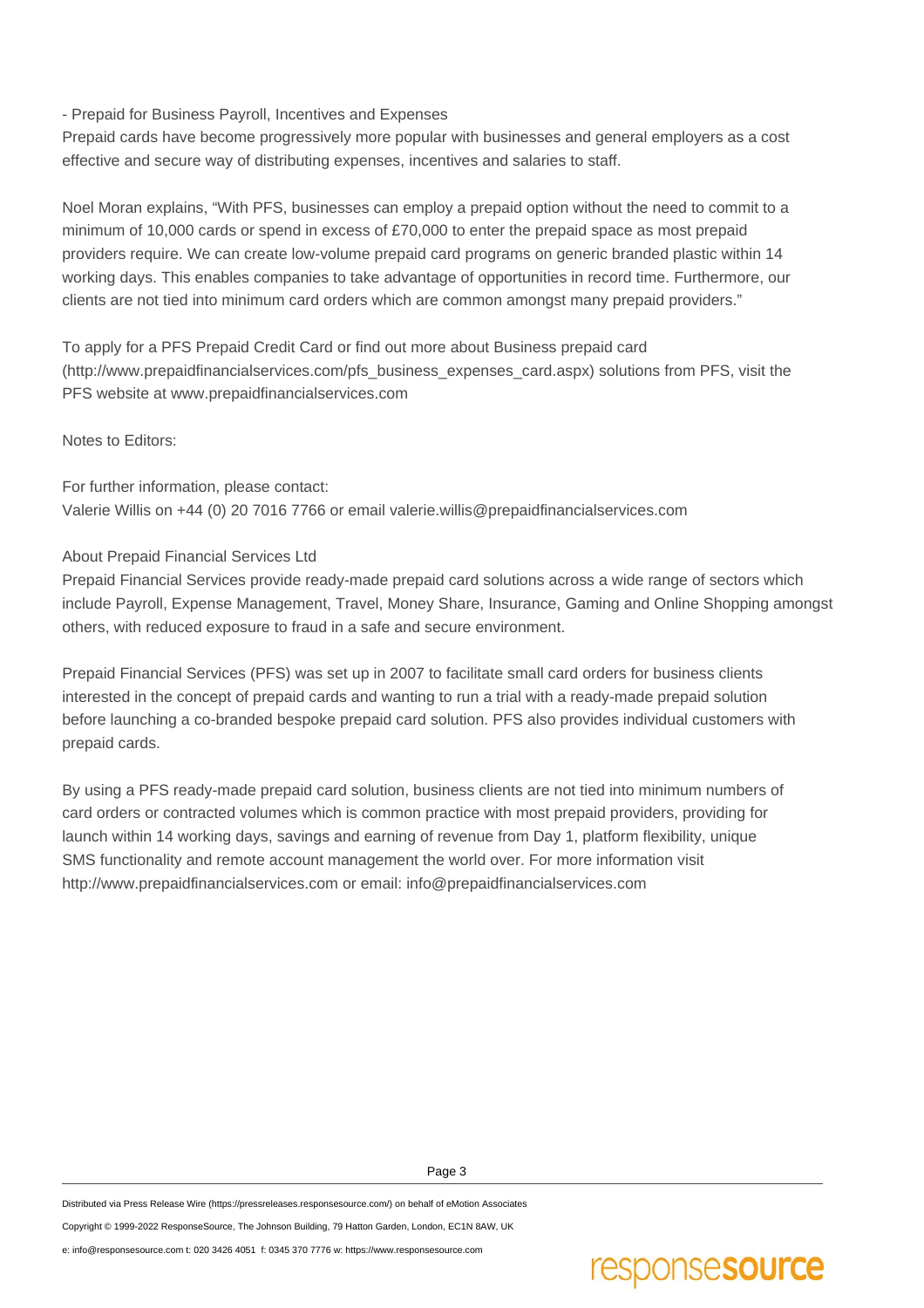- Prepaid for Business Payroll, Incentives and Expenses

Prepaid cards have become progressively more popular with businesses and general employers as a cost effective and secure way of distributing expenses, incentives and salaries to staff.

Noel Moran explains, “With PFS, businesses can employ a prepaid option without the need to commit to a minimum of 10,000 cards or spend in excess of £70,000 to enter the prepaid space as most prepaid providers require. We can create low-volume prepaid card programs on generic branded plastic within 14 working days. This enables companies to take advantage of opportunities in record time. Furthermore, our clients are not tied into minimum card orders which are common amongst many prepaid providers.”

To apply for a PFS Prepaid Credit Card or find out more about Business prepaid card (http://www.prepaidfinancialservices.com/pfs_business_expenses_card.aspx) solutions from PFS, visit the PFS website at www.prepaidfinancialservices.com

Notes to Editors:

For further information, please contact:
Valerie Willis on +44 (0) 20 7016 7766 or email valerie.willis@prepaidfinancialservices.com

About Prepaid Financial Services Ltd

Prepaid Financial Services provide ready-made prepaid card solutions across a wide range of sectors which include Payroll, Expense Management, Travel, Money Share, Insurance, Gaming and Online Shopping amongst others, with reduced exposure to fraud in a safe and secure environment.

Prepaid Financial Services (PFS) was set up in 2007 to facilitate small card orders for business clients interested in the concept of prepaid cards and wanting to run a trial with a ready-made prepaid solution before launching a co-branded bespoke prepaid card solution. PFS also provides individual customers with prepaid cards.

By using a PFS ready-made prepaid card solution, business clients are not tied into minimum numbers of card orders or contracted volumes which is common practice with most prepaid providers, providing for launch within 14 working days, savings and earning of revenue from Day 1, platform flexibility, unique SMS functionality and remote account management the world over. For more information visit http://www.prepaidfinancialservices.com or email: info@prepaidfinancialservices.com